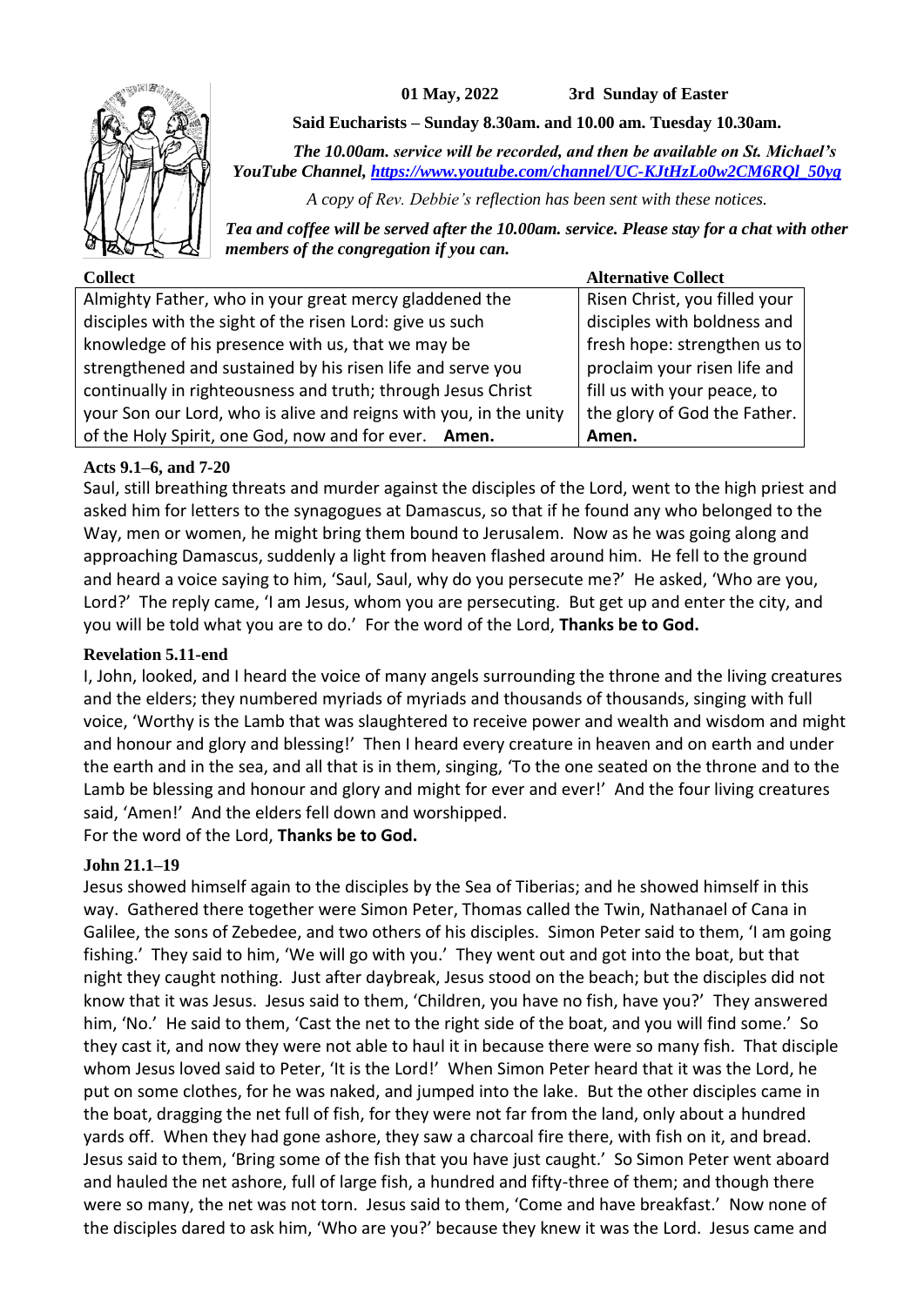**01 May, 2022 3rd Sunday of Easter**

**Said Eucharists – Sunday 8.30am. and 10.00 am. Tuesday 10.30am.**

***The 10.00am. service will be recorded, and then be available on St. Michael's YouTube Channel, [https://www.youtube.com/channel/UC-KJtHzLo0w2CM6RQl_50yg](https://www.youtube.com/channel/UC-KJtHzLo0w2CM6RQl_50yg)***

*A copy of Rev. Debbie's reflection has been sent with these notices.*

***Tea and coffee will be served after the 10.00am. service. Please stay for a chat with other members of the congregation if you can.***

| Collect | Alternative Collect |
|---|---|
| Almighty Father, who in your great mercy gladdened the disciples with the sight of the risen Lord: give us such knowledge of his presence with us, that we may be strengthened and sustained by his risen life and serve you continually in righteousness and truth; through Jesus Christ your Son our Lord, who is alive and reigns with you, in the unity of the Holy Spirit, one God, now and for ever. **Amen.** | Risen Christ, you filled your disciples with boldness and fresh hope: strengthen us to proclaim your risen life and fill us with your peace, to the glory of God the Father. **Amen.** |

**Acts 9.1–6, and 7-20**

Saul, still breathing threats and murder against the disciples of the Lord, went to the high priest and asked him for letters to the synagogues at Damascus, so that if he found any who belonged to the Way, men or women, he might bring them bound to Jerusalem. Now as he was going along and approaching Damascus, suddenly a light from heaven flashed around him. He fell to the ground and heard a voice saying to him, 'Saul, Saul, why do you persecute me?' He asked, 'Who are you, Lord?' The reply came, 'I am Jesus, whom you are persecuting. But get up and enter the city, and you will be told what you are to do.' For the word of the Lord, **Thanks be to God.**

**Revelation 5.11-end**

I, John, looked, and I heard the voice of many angels surrounding the throne and the living creatures and the elders; they numbered myriads of myriads and thousands of thousands, singing with full voice, 'Worthy is the Lamb that was slaughtered to receive power and wealth and wisdom and might and honour and glory and blessing!' Then I heard every creature in heaven and on earth and under the earth and in the sea, and all that is in them, singing, 'To the one seated on the throne and to the Lamb be blessing and honour and glory and might for ever and ever!' And the four living creatures said, 'Amen!' And the elders fell down and worshipped.

For the word of the Lord, **Thanks be to God.**

**John 21.1–19**

Jesus showed himself again to the disciples by the Sea of Tiberias; and he showed himself in this way. Gathered there together were Simon Peter, Thomas called the Twin, Nathanael of Cana in Galilee, the sons of Zebedee, and two others of his disciples. Simon Peter said to them, 'I am going fishing.' They said to him, 'We will go with you.' They went out and got into the boat, but that night they caught nothing. Just after daybreak, Jesus stood on the beach; but the disciples did not know that it was Jesus. Jesus said to them, 'Children, you have no fish, have you?' They answered him, 'No.' He said to them, 'Cast the net to the right side of the boat, and you will find some.' So they cast it, and now they were not able to haul it in because there were so many fish. That disciple whom Jesus loved said to Peter, 'It is the Lord!' When Simon Peter heard that it was the Lord, he put on some clothes, for he was naked, and jumped into the lake. But the other disciples came in the boat, dragging the net full of fish, for they were not far from the land, only about a hundred yards off. When they had gone ashore, they saw a charcoal fire there, with fish on it, and bread. Jesus said to them, 'Bring some of the fish that you have just caught.' So Simon Peter went aboard and hauled the net ashore, full of large fish, a hundred and fifty-three of them; and though there were so many, the net was not torn. Jesus said to them, 'Come and have breakfast.' Now none of the disciples dared to ask him, 'Who are you?' because they knew it was the Lord. Jesus came and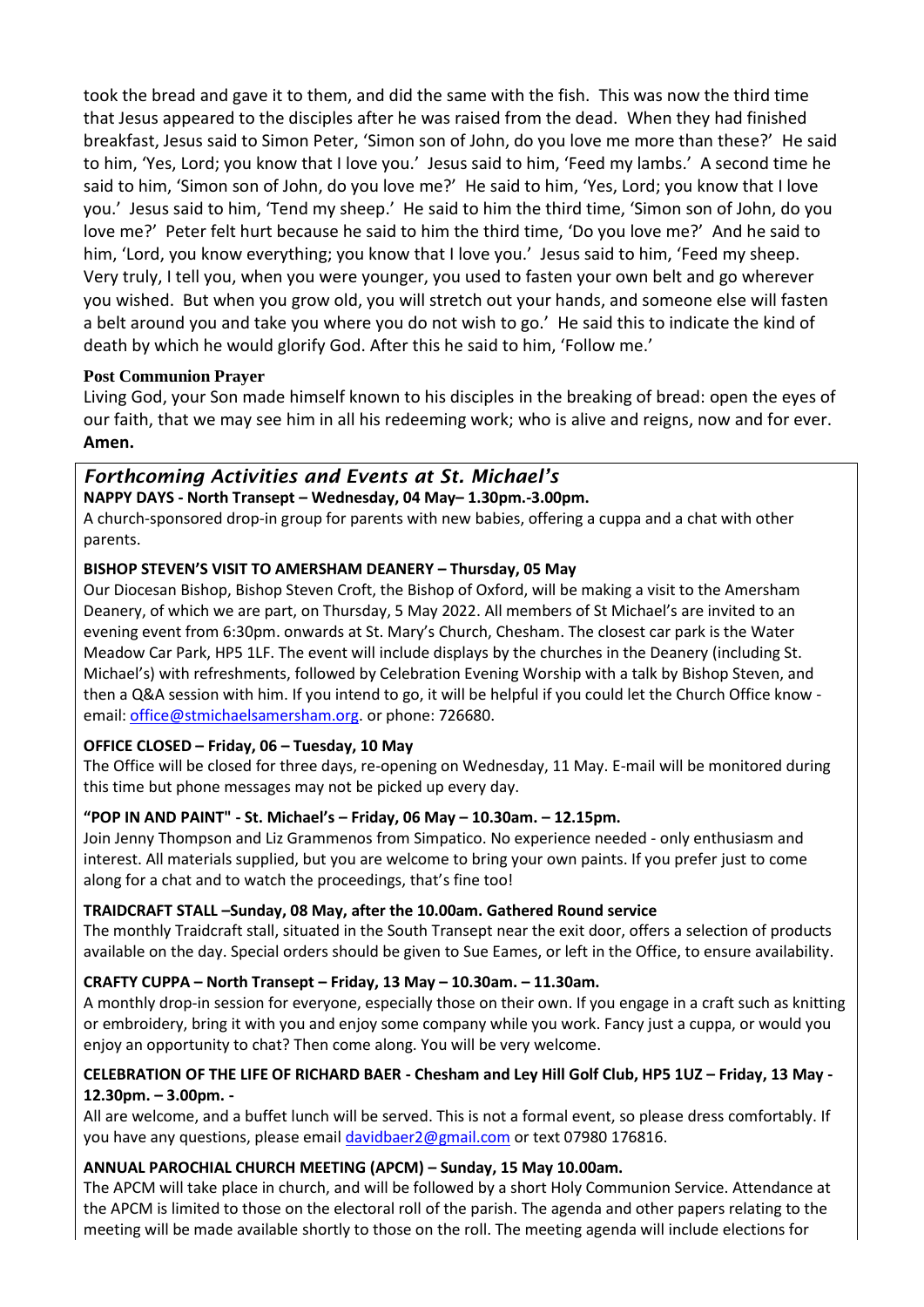took the bread and gave it to them, and did the same with the fish. This was now the third time that Jesus appeared to the disciples after he was raised from the dead. When they had finished breakfast, Jesus said to Simon Peter, 'Simon son of John, do you love me more than these?' He said to him, 'Yes, Lord; you know that I love you.' Jesus said to him, 'Feed my lambs.' A second time he said to him, 'Simon son of John, do you love me?' He said to him, 'Yes, Lord; you know that I love you.' Jesus said to him, 'Tend my sheep.' He said to him the third time, 'Simon son of John, do you love me?' Peter felt hurt because he said to him the third time, 'Do you love me?' And he said to him, 'Lord, you know everything; you know that I love you.' Jesus said to him, 'Feed my sheep. Very truly, I tell you, when you were younger, you used to fasten your own belt and go wherever you wished. But when you grow old, you will stretch out your hands, and someone else will fasten a belt around you and take you where you do not wish to go.' He said this to indicate the kind of death by which he would glorify God. After this he said to him, 'Follow me.'

**Post Communion Prayer**

Living God, your Son made himself known to his disciples in the breaking of bread: open the eyes of our faith, that we may see him in all his redeeming work; who is alive and reigns, now and for ever. **Amen.**

## *Forthcoming Activities and Events at St. Michael's*

**NAPPY DAYS - North Transept – Wednesday, 04 May– 1.30pm.-3.00pm.**

A church-sponsored drop-in group for parents with new babies, offering a cuppa and a chat with other parents.

**BISHOP STEVEN'S VISIT TO AMERSHAM DEANERY – Thursday, 05 May**

Our Diocesan Bishop, Bishop Steven Croft, the Bishop of Oxford, will be making a visit to the Amersham Deanery, of which we are part, on Thursday, 5 May 2022. All members of St Michael's are invited to an evening event from 6:30pm. onwards at St. Mary's Church, Chesham. The closest car park is the Water Meadow Car Park, HP5 1LF. The event will include displays by the churches in the Deanery (including St. Michael's) with refreshments, followed by Celebration Evening Worship with a talk by Bishop Steven, and then a Q&A session with him. If you intend to go, it will be helpful if you could let the Church Office know - email: office@stmichaelsamersham.org. or phone: 726680.

**OFFICE CLOSED – Friday, 06 – Tuesday, 10 May**

The Office will be closed for three days, re-opening on Wednesday, 11 May. E-mail will be monitored during this time but phone messages may not be picked up every day.

**"POP IN AND PAINT" - St. Michael's – Friday, 06 May – 10.30am. – 12.15pm.**

Join Jenny Thompson and Liz Grammenos from Simpatico. No experience needed - only enthusiasm and interest. All materials supplied, but you are welcome to bring your own paints. If you prefer just to come along for a chat and to watch the proceedings, that's fine too!

**TRAIDCRAFT STALL –Sunday, 08 May, after the 10.00am. Gathered Round service**

The monthly Traidcraft stall, situated in the South Transept near the exit door, offers a selection of products available on the day. Special orders should be given to Sue Eames, or left in the Office, to ensure availability.

**CRAFTY CUPPA – North Transept – Friday, 13 May – 10.30am. – 11.30am.**

A monthly drop-in session for everyone, especially those on their own. If you engage in a craft such as knitting or embroidery, bring it with you and enjoy some company while you work. Fancy just a cuppa, or would you enjoy an opportunity to chat? Then come along. You will be very welcome.

**CELEBRATION OF THE LIFE OF RICHARD BAER - Chesham and Ley Hill Golf Club, HP5 1UZ – Friday, 13 May - 12.30pm. – 3.00pm. -**

All are welcome, and a buffet lunch will be served. This is not a formal event, so please dress comfortably. If you have any questions, please email davidbaer2@gmail.com or text 07980 176816.

**ANNUAL PAROCHIAL CHURCH MEETING (APCM) – Sunday, 15 May 10.00am.**

The APCM will take place in church, and will be followed by a short Holy Communion Service. Attendance at the APCM is limited to those on the electoral roll of the parish. The agenda and other papers relating to the meeting will be made available shortly to those on the roll. The meeting agenda will include elections for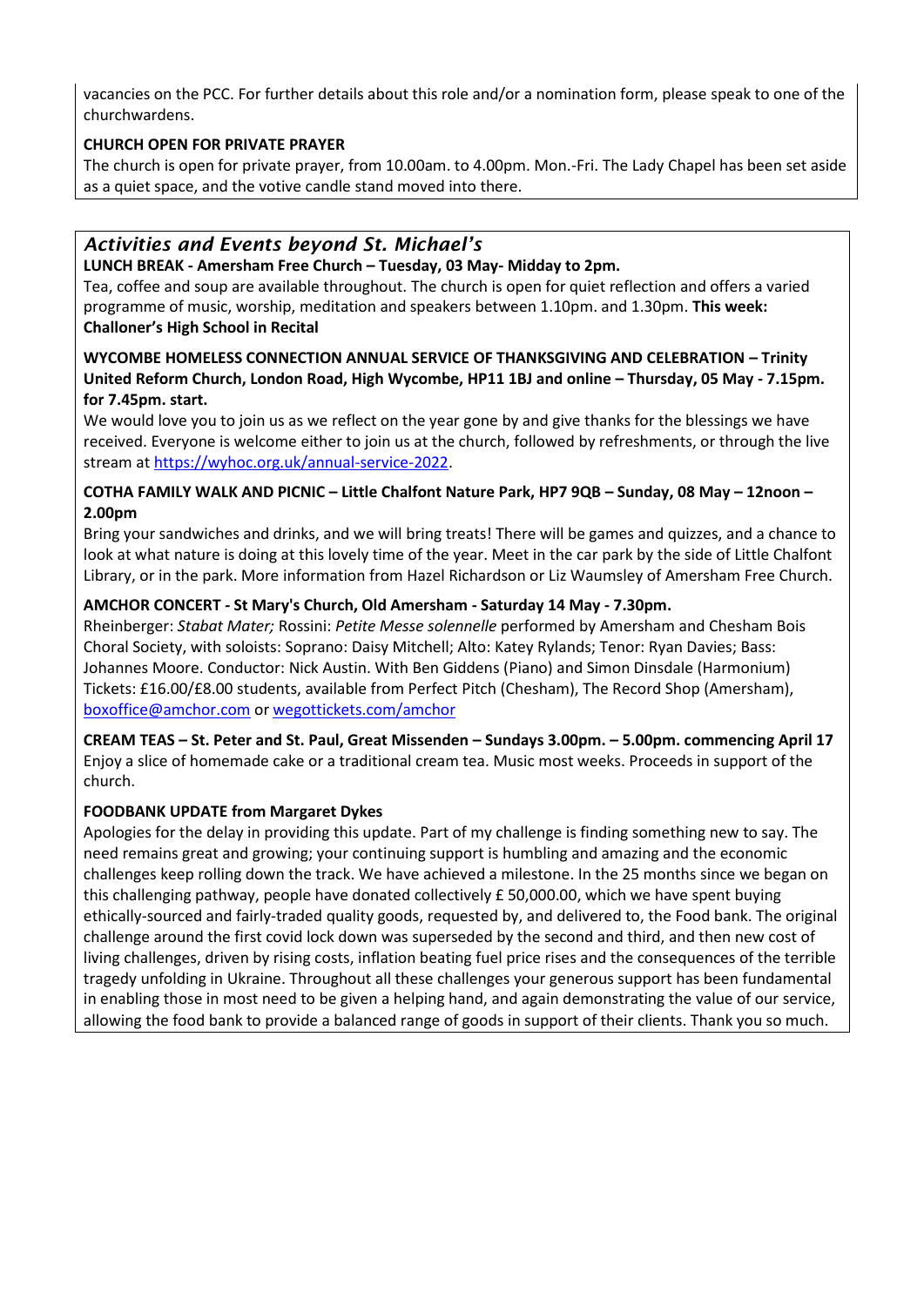vacancies on the PCC. For further details about this role and/or a nomination form, please speak to one of the churchwardens.

**CHURCH OPEN FOR PRIVATE PRAYER**

The church is open for private prayer, from 10.00am. to 4.00pm. Mon.-Fri. The Lady Chapel has been set aside as a quiet space, and the votive candle stand moved into there.

## *Activities and Events beyond St. Michael's*

**LUNCH BREAK - Amersham Free Church – Tuesday, 03 May- Midday to 2pm.**

Tea, coffee and soup are available throughout. The church is open for quiet reflection and offers a varied programme of music, worship, meditation and speakers between 1.10pm. and 1.30pm. **This week: Challoner's High School in Recital**

**WYCOMBE HOMELESS CONNECTION ANNUAL SERVICE OF THANKSGIVING AND CELEBRATION – Trinity United Reform Church, London Road, High Wycombe, HP11 1BJ and online – Thursday, 05 May - 7.15pm. for 7.45pm. start.**

We would love you to join us as we reflect on the year gone by and give thanks for the blessings we have received. Everyone is welcome either to join us at the church, followed by refreshments, or through the live stream at https://wyhoc.org.uk/annual-service-2022.

**COTHA FAMILY WALK AND PICNIC – Little Chalfont Nature Park, HP7 9QB – Sunday, 08 May – 12noon – 2.00pm**

Bring your sandwiches and drinks, and we will bring treats! There will be games and quizzes, and a chance to look at what nature is doing at this lovely time of the year. Meet in the car park by the side of Little Chalfont Library, or in the park. More information from Hazel Richardson or Liz Waumsley of Amersham Free Church.

**AMCHOR CONCERT - St Mary's Church, Old Amersham - Saturday 14 May - 7.30pm.**

Rheinberger: *Stabat Mater;* Rossini: *Petite Messe solennelle* performed by Amersham and Chesham Bois Choral Society, with soloists: Soprano: Daisy Mitchell; Alto: Katey Rylands; Tenor: Ryan Davies; Bass: Johannes Moore. Conductor: Nick Austin. With Ben Giddens (Piano) and Simon Dinsdale (Harmonium) Tickets: £16.00/£8.00 students, available from Perfect Pitch (Chesham), The Record Shop (Amersham), boxoffice@amchor.com or wegottickets.com/amchor

**CREAM TEAS – St. Peter and St. Paul, Great Missenden – Sundays 3.00pm. – 5.00pm. commencing April 17**

Enjoy a slice of homemade cake or a traditional cream tea. Music most weeks. Proceeds in support of the church.

**FOODBANK UPDATE from Margaret Dykes**

Apologies for the delay in providing this update. Part of my challenge is finding something new to say. The need remains great and growing; your continuing support is humbling and amazing and the economic challenges keep rolling down the track. We have achieved a milestone. In the 25 months since we began on this challenging pathway, people have donated collectively £ 50,000.00, which we have spent buying ethically-sourced and fairly-traded quality goods, requested by, and delivered to, the Food bank. The original challenge around the first covid lock down was superseded by the second and third, and then new cost of living challenges, driven by rising costs, inflation beating fuel price rises and the consequences of the terrible tragedy unfolding in Ukraine. Throughout all these challenges your generous support has been fundamental in enabling those in most need to be given a helping hand, and again demonstrating the value of our service, allowing the food bank to provide a balanced range of goods in support of their clients. Thank you so much.